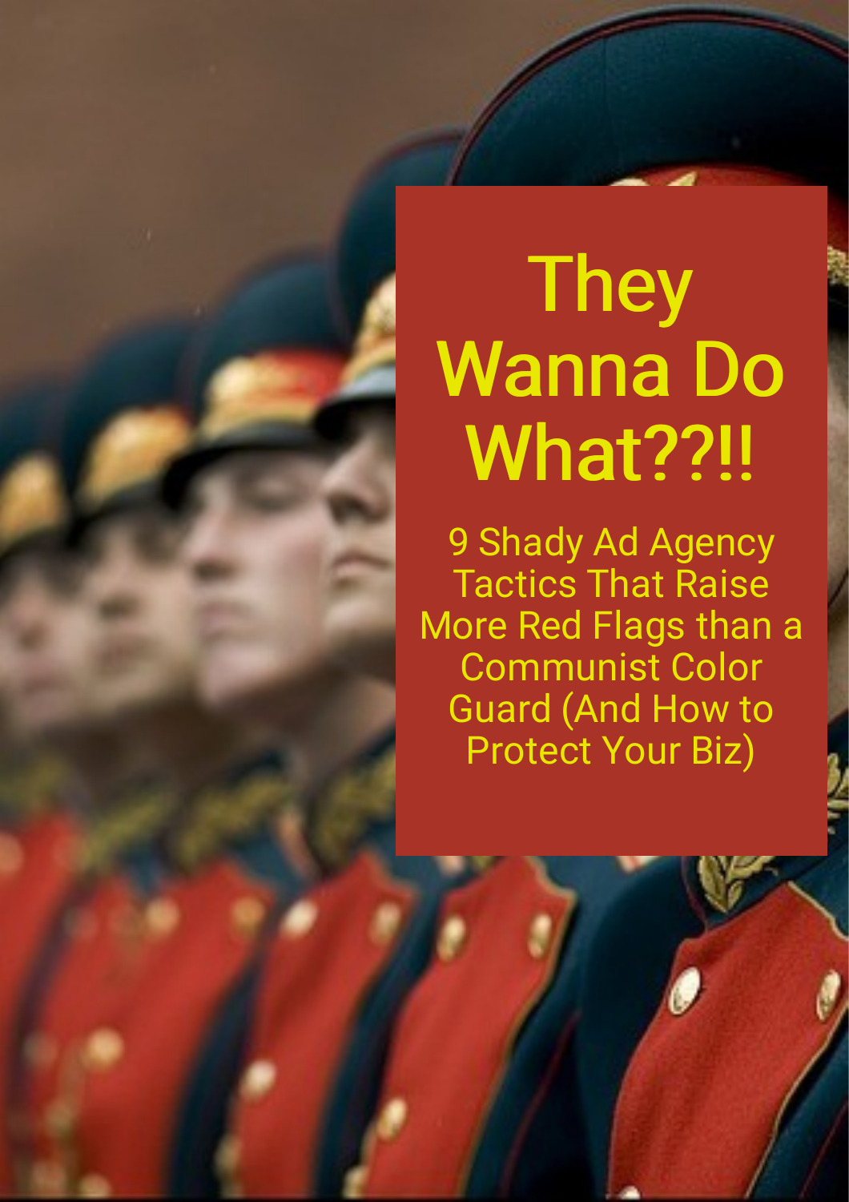# They Wanna Do What??!!

## 9 Shady Ad Agency Tactics That Raise More Red Flags than a Communist Color Guard (And How to Protect Your Biz)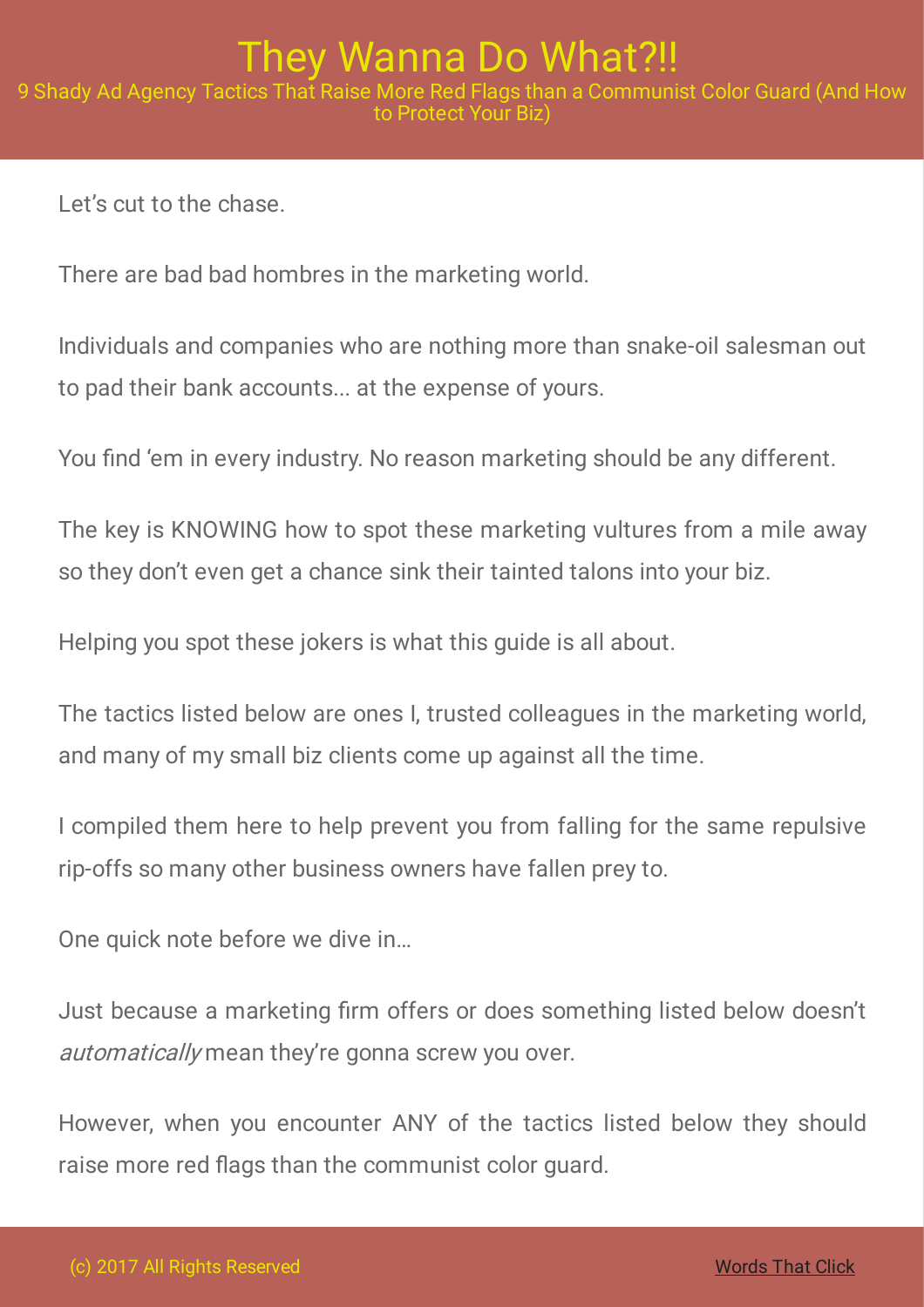# They Wanna Do What?!!

## 9 Shady Ad Agency Tactics That Raise More Red Flags than a Communist Color Guard (And How to Protect Your Biz)

Let's cut to the chase.

There are bad bad hombres in the marketing world.

Individuals and companies who are nothing more than snake-oil salesman out to pad their bank accounts... at the expense of yours.

You find 'em in every industry. No reason marketing should be any different.

The key is KNOWING how to spot these marketing vultures from a mile away so they don't even get a chance sink their tainted talons into your biz.

Helping you spot these jokers is what this guide is all about.

The tactics listed below are ones I, trusted colleagues in the marketing world, and many of my small biz clients come up against all the time.

I compiled them here to help prevent you from falling for the same repulsive rip-offs so many other business owners have fallen prey to.

One quick note before we dive in…

Just because a marketing firm offers or does something listed below doesn't *automatically* mean they're gonna screw you over.

However, when you encounter ANY of the tactics listed below they should raise more red flags than the communist color guard.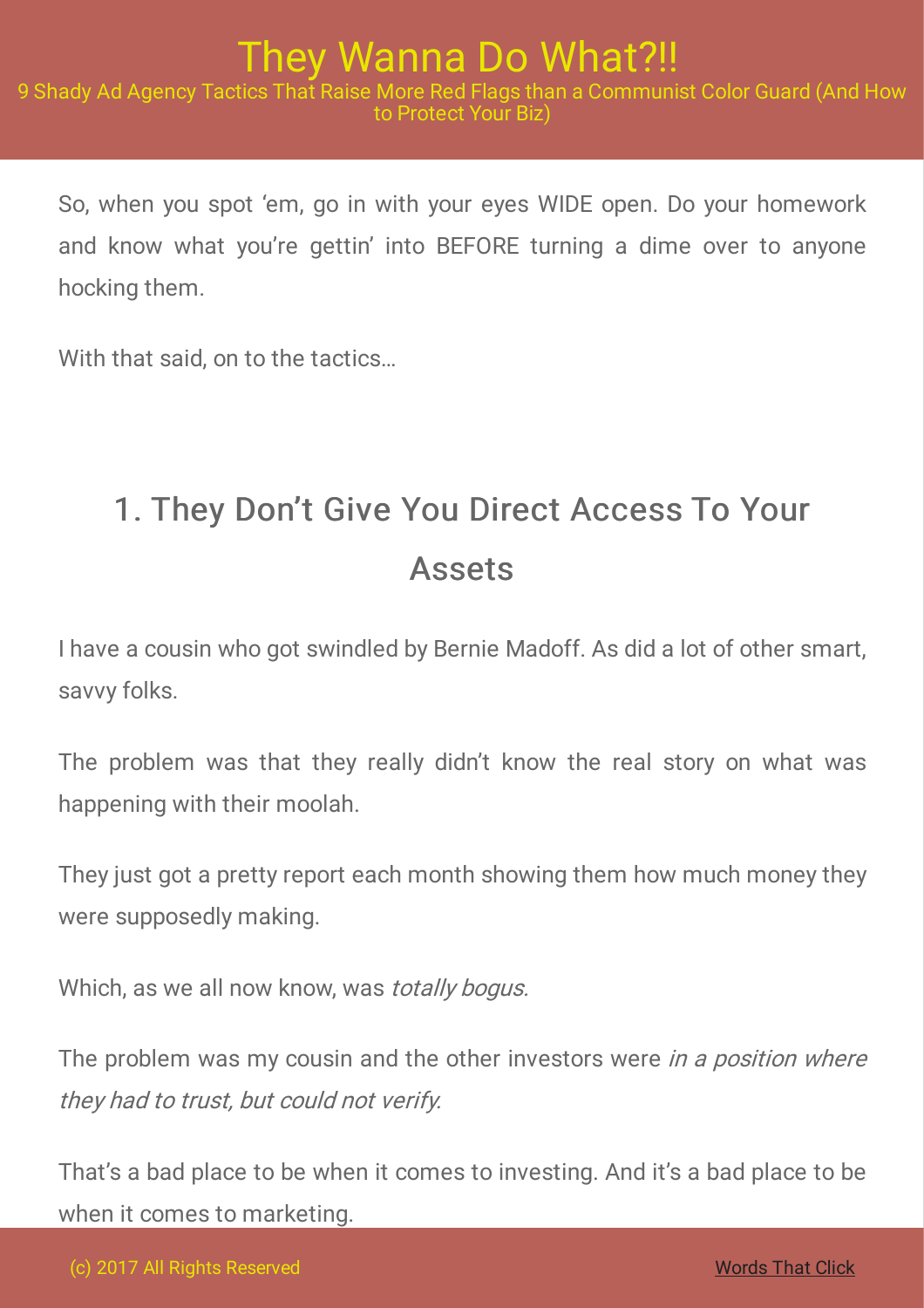So, when you spot 'em, go in with your eyes WIDE open. Do your homework and know what you're gettin' into BEFORE turning a dime over to anyone hocking them.

With that said, on to the tactics…

## 1. They Don't Give You Direct Access To Your Assets

I have a cousin who got swindled by Bernie Madoff. As did a lot of other smart, savvy folks.

The problem was that they really didn't know the real story on what was happening with their moolah.

They just got a pretty report each month showing them how much money they were supposedly making.

Which, as we all now know, was *totally bogus.*

The problem was my cousin and the other investors were *in a position where they had to trust, but could not verify.*

That's a bad place to be when it comes to investing. And it's a bad place to be when it comes to marketing.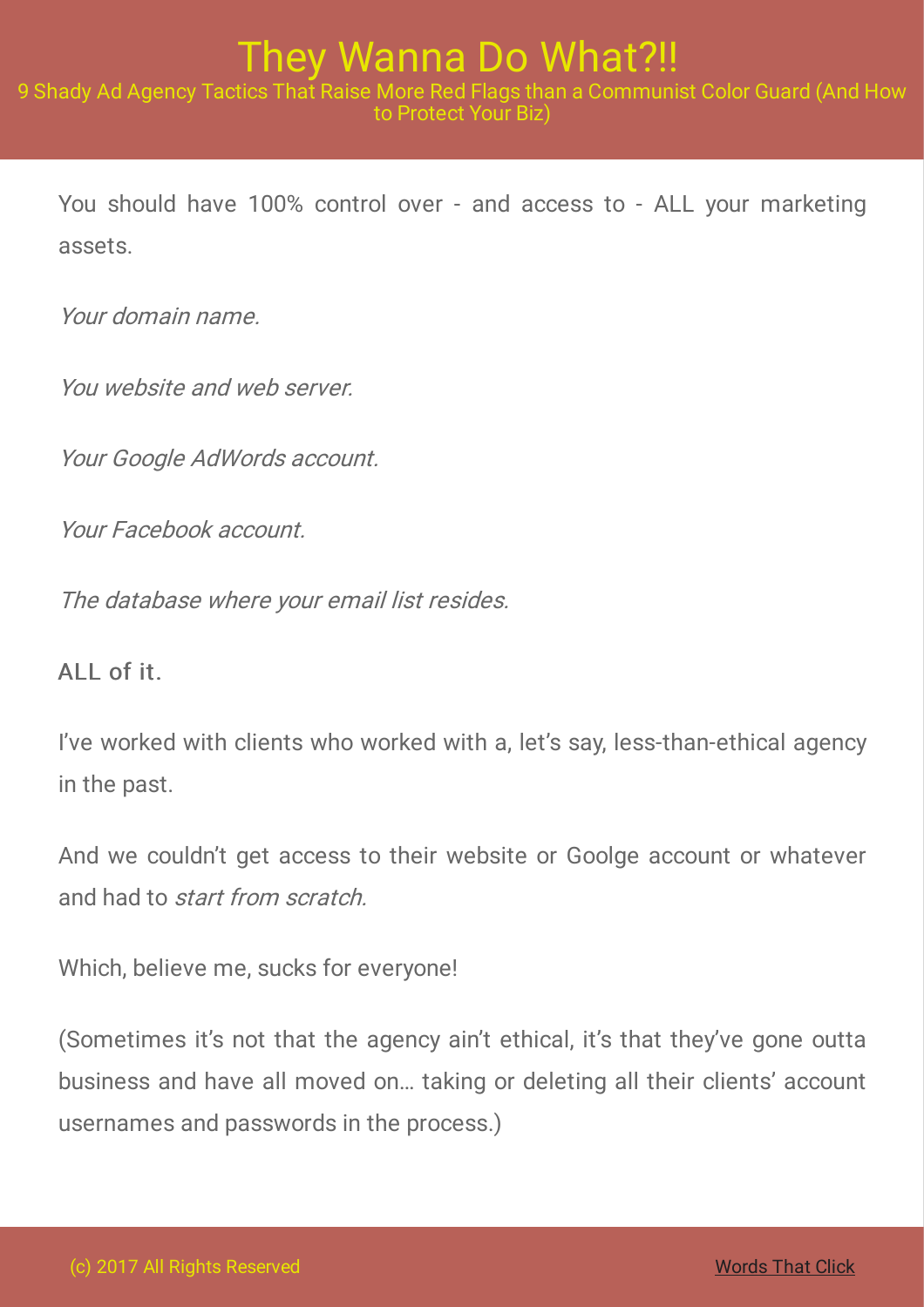You should have 100% control over - and access to - ALL your marketing assets.

*Your domain name.*

*You website and web server.*

*Your Google AdWords account.*

*Your Facebook account.*

*The database where your email list resides.*

ALL of it.

I've worked with clients who worked with a, let's say, less-than-ethical agency in the past.

And we couldn't get access to their website or Goolge account or whatever and had to *start from scratch.*

Which, believe me, sucks for everyone!

(Sometimes it's not that the agency ain't ethical, it's that they've gone outta business and have all moved on… taking or deleting all their clients' account usernames and passwords in the process.)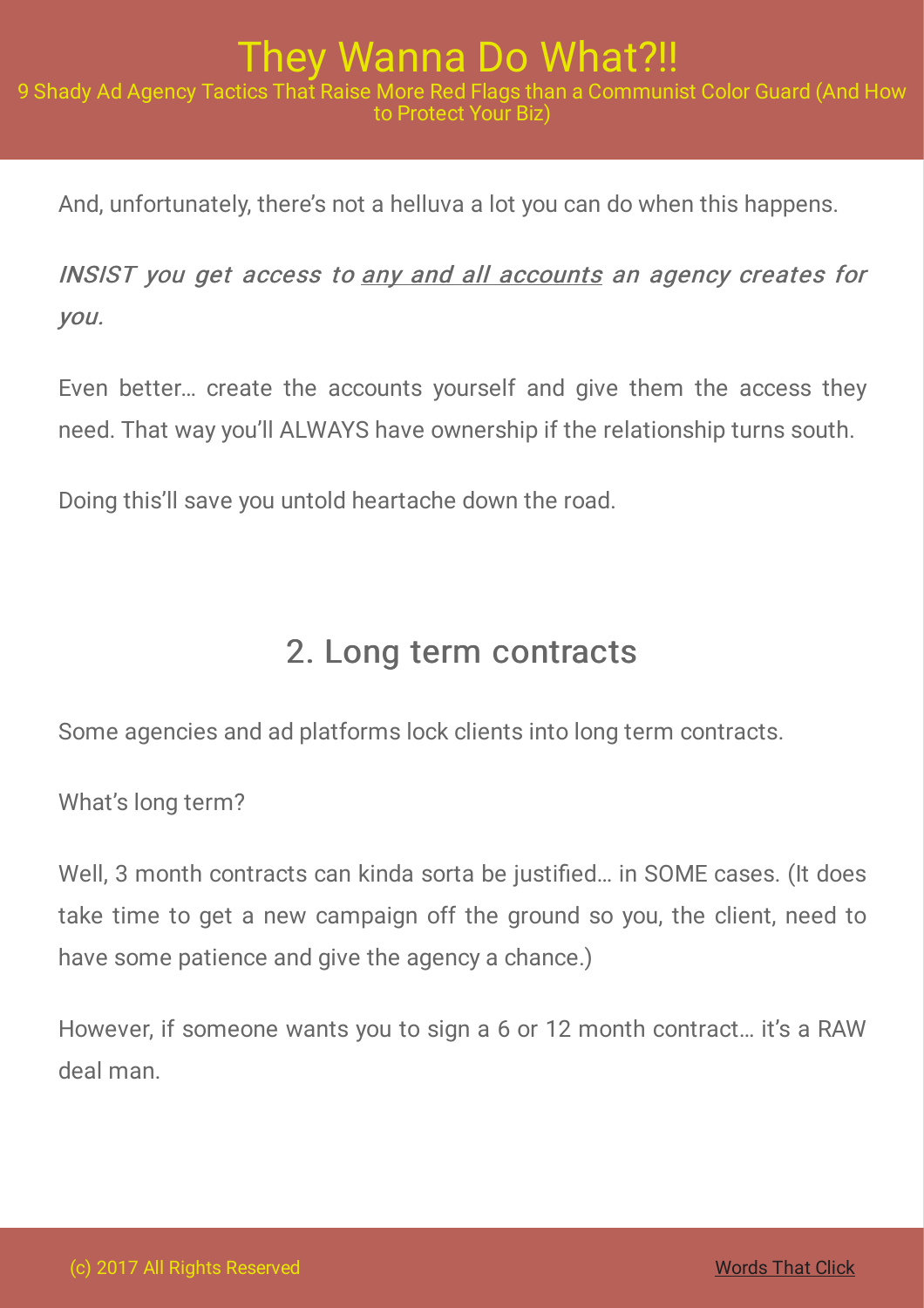And, unfortunately, there's not a helluva a lot you can do when this happens.

*INSIST you get access to <u>any and all accounts</u> an agency creates for you.*

Even better… create the accounts yourself and give them the access they need. That way you'll ALWAYS have ownership if the relationship turns south.

Doing this'll save you untold heartache down the road.

## 2. Long term contracts

Some agencies and ad platforms lock clients into long term contracts.

What's long term?

Well, 3 month contracts can kinda sorta be justified… in SOME cases. (It does take time to get a new campaign off the ground so you, the client, need to have some patience and give the agency a chance.)

However, if someone wants you to sign a 6 or 12 month contract… it's a RAW deal man.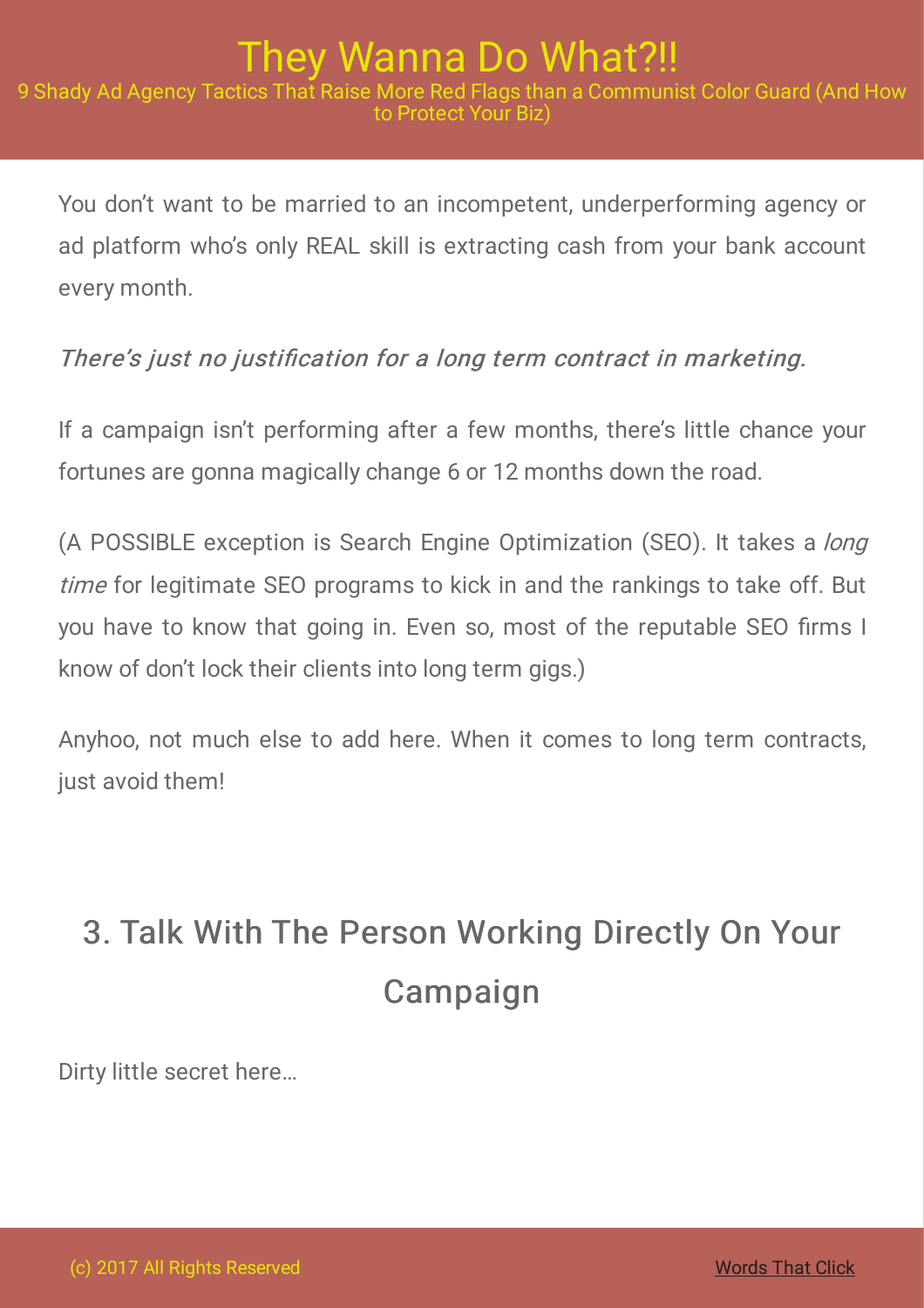You don't want to be married to an incompetent, underperforming agency or ad platform who's only REAL skill is extracting cash from your bank account every month.

*There's just no justification for a long term contract in marketing.*

If a campaign isn't performing after a few months, there's little chance your fortunes are gonna magically change 6 or 12 months down the road.

(A POSSIBLE exception is Search Engine Optimization (SEO). It takes a *long time* for legitimate SEO programs to kick in and the rankings to take off. But you have to know that going in. Even so, most of the reputable SEO firms I know of don't lock their clients into long term gigs.)

Anyhoo, not much else to add here. When it comes to long term contracts, just avoid them!

## 3. Talk With The Person Working Directly On Your Campaign

Dirty little secret here…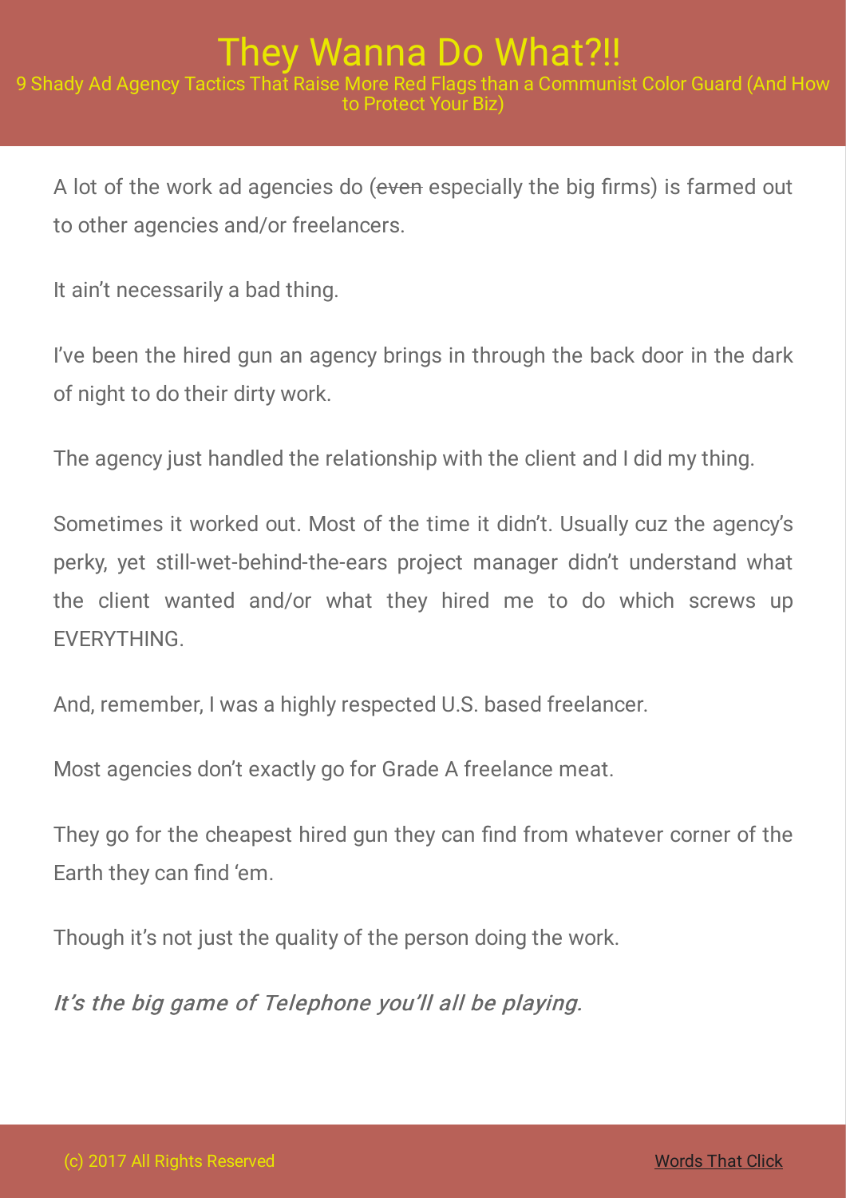A lot of the work ad agencies do (~~even~~ especially the big firms) is farmed out to other agencies and/or freelancers.

It ain't necessarily a bad thing.

I've been the hired gun an agency brings in through the back door in the dark of night to do their dirty work.

The agency just handled the relationship with the client and I did my thing.

Sometimes it worked out. Most of the time it didn't. Usually cuz the agency's perky, yet still-wet-behind-the-ears project manager didn't understand what the client wanted and/or what they hired me to do which screws up EVERYTHING.

And, remember, I was a highly respected U.S. based freelancer.

Most agencies don't exactly go for Grade A freelance meat.

They go for the cheapest hired gun they can find from whatever corner of the Earth they can find 'em.

Though it's not just the quality of the person doing the work.

*It's the big game of Telephone you'll all be playing.*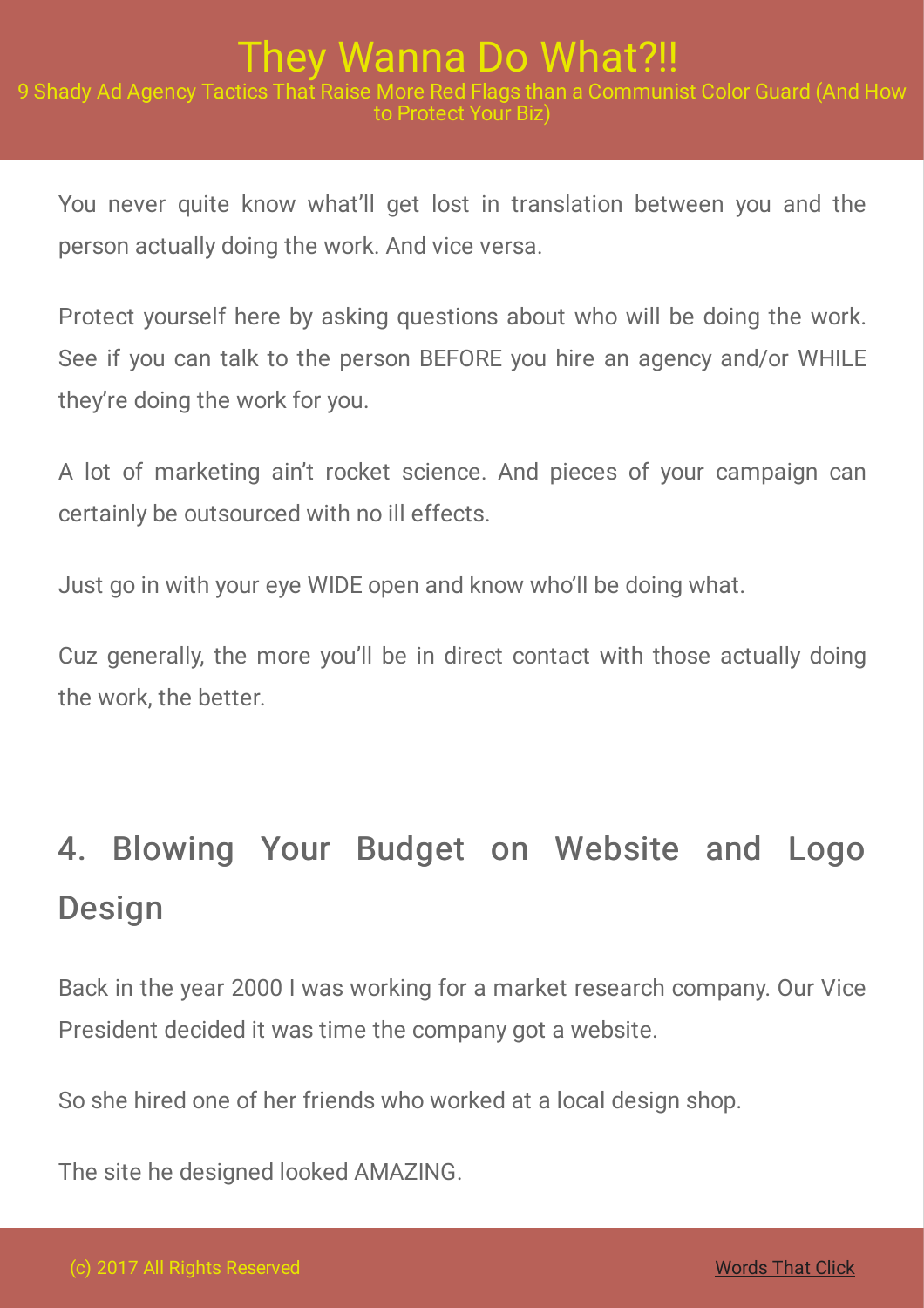You never quite know what'll get lost in translation between you and the person actually doing the work. And vice versa.

Protect yourself here by asking questions about who will be doing the work. See if you can talk to the person BEFORE you hire an agency and/or WHILE they're doing the work for you.

A lot of marketing ain't rocket science. And pieces of your campaign can certainly be outsourced with no ill effects.

Just go in with your eye WIDE open and know who'll be doing what.

Cuz generally, the more you'll be in direct contact with those actually doing the work, the better.

## 4. Blowing Your Budget on Website and Logo Design

Back in the year 2000 I was working for a market research company. Our Vice President decided it was time the company got a website.

So she hired one of her friends who worked at a local design shop.

The site he designed looked AMAZING.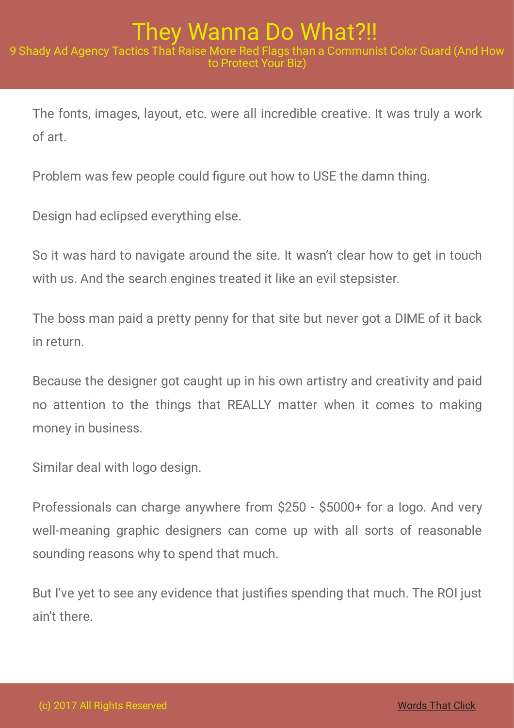The fonts, images, layout, etc. were all incredible creative. It was truly a work of art.

Problem was few people could figure out how to USE the damn thing.

Design had eclipsed everything else.

So it was hard to navigate around the site. It wasn't clear how to get in touch with us. And the search engines treated it like an evil stepsister.

The boss man paid a pretty penny for that site but never got a DIME of it back in return.

Because the designer got caught up in his own artistry and creativity and paid no attention to the things that REALLY matter when it comes to making money in business.

Similar deal with logo design.

Professionals can charge anywhere from $250 - $5000+ for a logo. And very well-meaning graphic designers can come up with all sorts of reasonable sounding reasons why to spend that much.

But I've yet to see any evidence that justifies spending that much. The ROI just ain't there.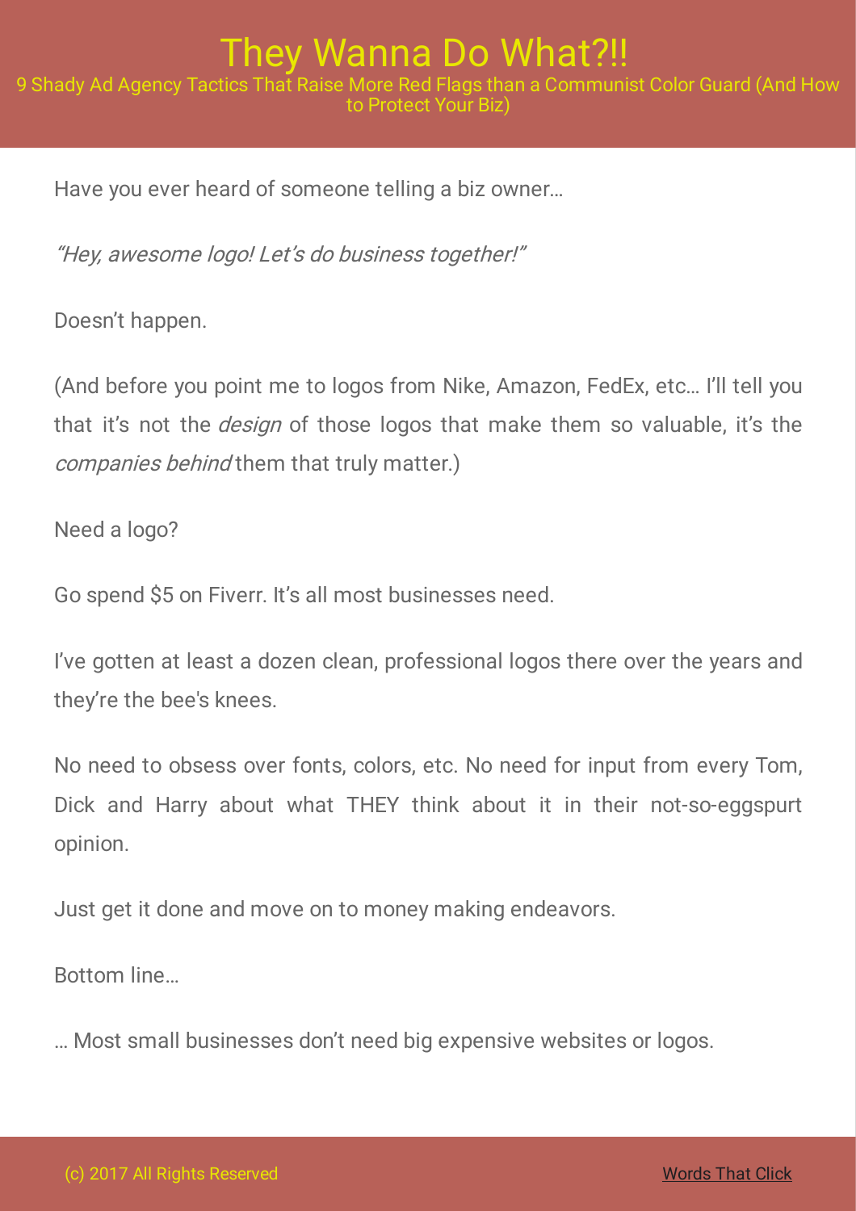Have you ever heard of someone telling a biz owner…

*"Hey, awesome logo! Let's do business together!"*

Doesn't happen.

(And before you point me to logos from Nike, Amazon, FedEx, etc… I'll tell you that it's not the *design* of those logos that make them so valuable, it's the *companies behind* them that truly matter.)

Need a logo?

Go spend $5 on Fiverr. It's all most businesses need.

I've gotten at least a dozen clean, professional logos there over the years and they're the bee's knees.

No need to obsess over fonts, colors, etc. No need for input from every Tom, Dick and Harry about what THEY think about it in their not-so-eggspurt opinion.

Just get it done and move on to money making endeavors.

Bottom line…

… Most small businesses don't need big expensive websites or logos.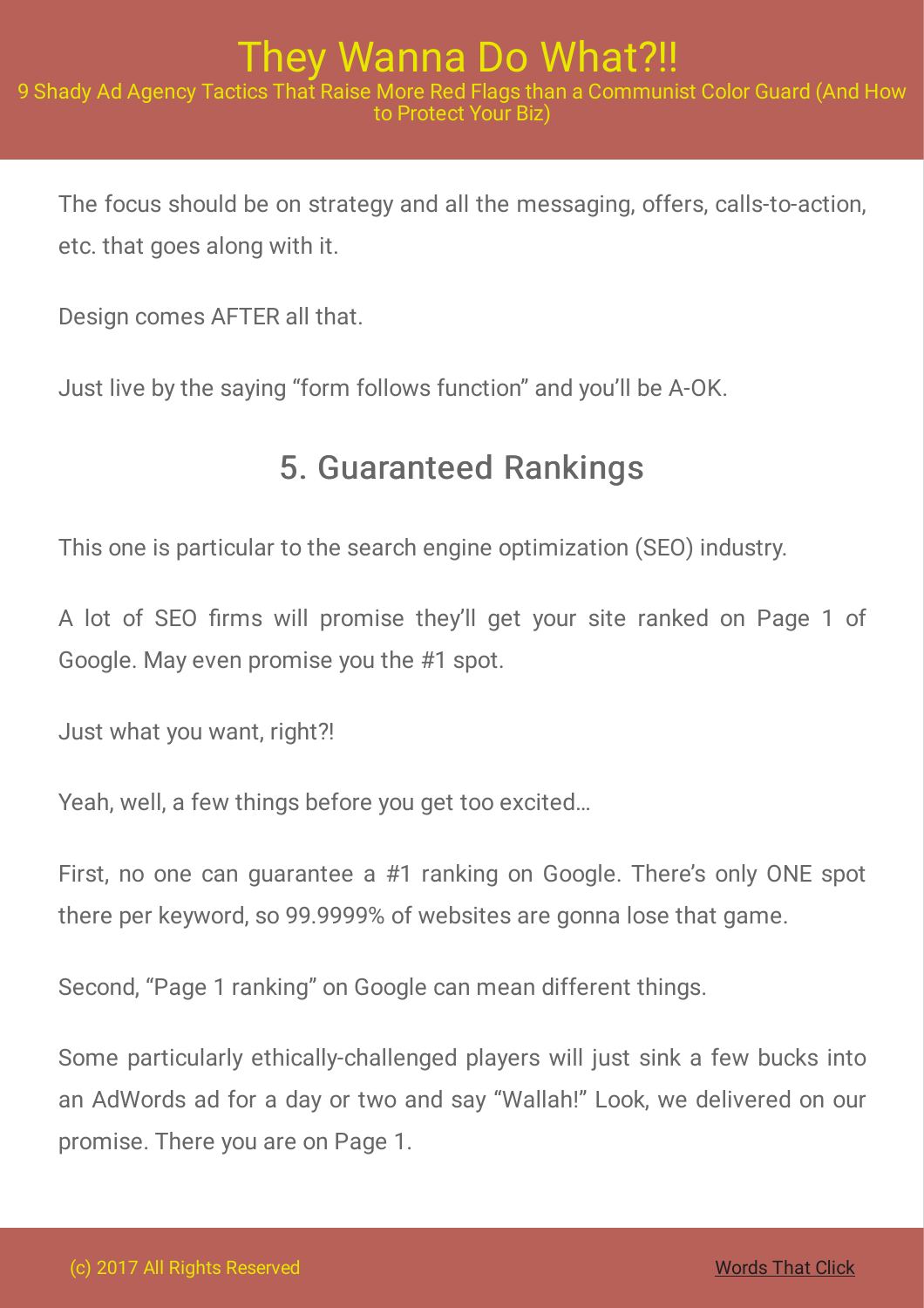The focus should be on strategy and all the messaging, offers, calls-to-action, etc. that goes along with it.

Design comes AFTER all that.

Just live by the saying "form follows function" and you'll be A-OK.

## 5. Guaranteed Rankings

This one is particular to the search engine optimization (SEO) industry.

A lot of SEO firms will promise they'll get your site ranked on Page 1 of Google. May even promise you the #1 spot.

Just what you want, right?!

Yeah, well, a few things before you get too excited…

First, no one can guarantee a #1 ranking on Google. There's only ONE spot there per keyword, so 99.9999% of websites are gonna lose that game.

Second, "Page 1 ranking" on Google can mean different things.

Some particularly ethically-challenged players will just sink a few bucks into an AdWords ad for a day or two and say "Wallah!" Look, we delivered on our promise. There you are on Page 1.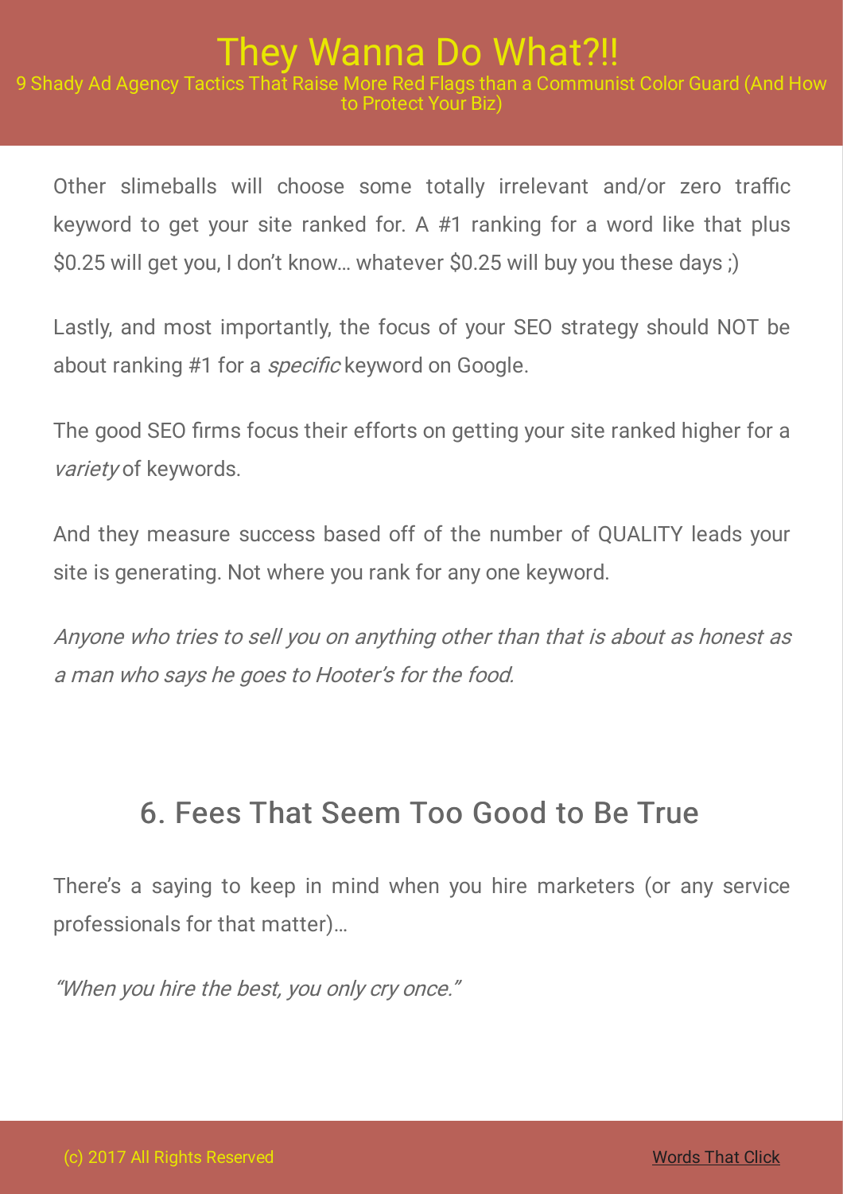Other slimeballs will choose some totally irrelevant and/or zero traffic keyword to get your site ranked for. A #1 ranking for a word like that plus $0.25 will get you, I don't know… whatever $0.25 will buy you these days ;)

Lastly, and most importantly, the focus of your SEO strategy should NOT be about ranking #1 for a *specific* keyword on Google.

The good SEO firms focus their efforts on getting your site ranked higher for a *variety* of keywords.

And they measure success based off of the number of QUALITY leads your site is generating. Not where you rank for any one keyword.

*Anyone who tries to sell you on anything other than that is about as honest as a man who says he goes to Hooter's for the food.*

## 6. Fees That Seem Too Good to Be True

There's a saying to keep in mind when you hire marketers (or any service professionals for that matter)…

*"When you hire the best, you only cry once."*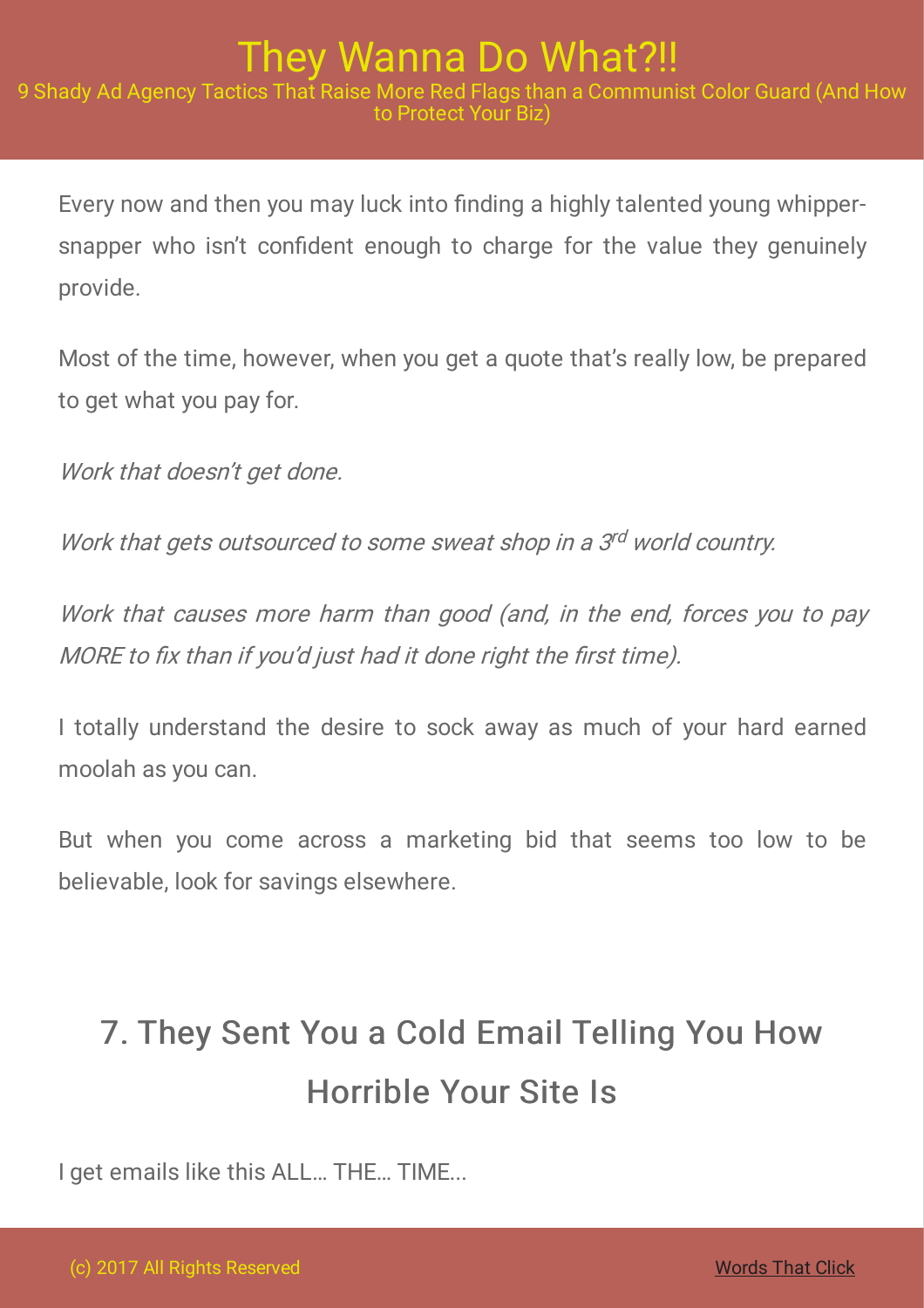Every now and then you may luck into finding a highly talented young whipper-snapper who isn't confident enough to charge for the value they genuinely provide.

Most of the time, however, when you get a quote that's really low, be prepared to get what you pay for.

*Work that doesn't get done.*

*Work that gets outsourced to some sweat shop in a 3rd world country.*

*Work that causes more harm than good (and, in the end, forces you to pay MORE to fix than if you'd just had it done right the first time).*

I totally understand the desire to sock away as much of your hard earned moolah as you can.

But when you come across a marketing bid that seems too low to be believable, look for savings elsewhere.

## 7. They Sent You a Cold Email Telling You How Horrible Your Site Is

I get emails like this ALL… THE… TIME…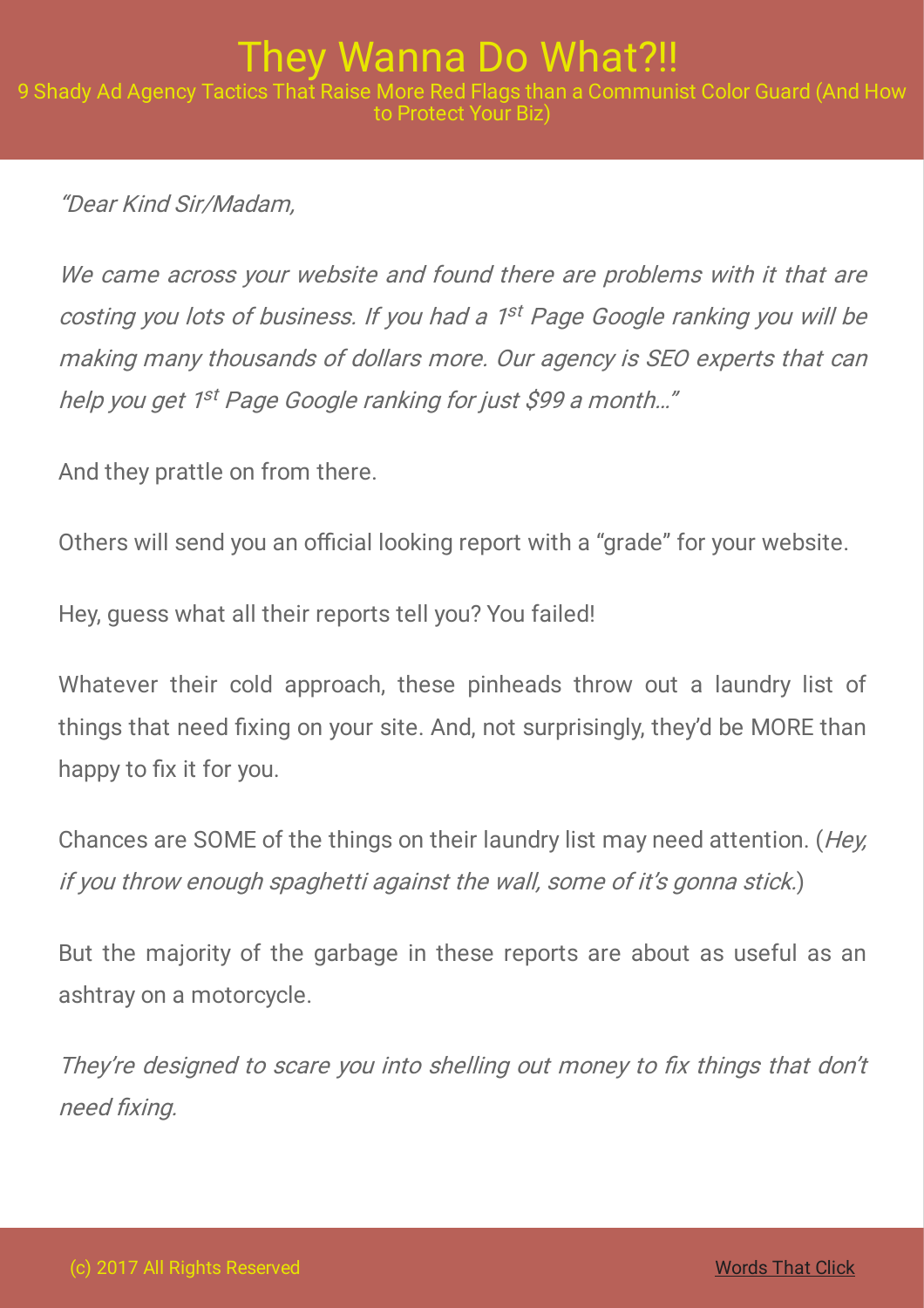*"Dear Kind Sir/Madam,*

*We came across your website and found there are problems with it that are costing you lots of business. If you had a 1st Page Google ranking you will be making many thousands of dollars more. Our agency is SEO experts that can help you get 1st Page Google ranking for just $99 a month…"*

And they prattle on from there.

Others will send you an official looking report with a "grade" for your website.

Hey, guess what all their reports tell you? You failed!

Whatever their cold approach, these pinheads throw out a laundry list of things that need fixing on your site. And, not surprisingly, they'd be MORE than happy to fix it for you.

Chances are SOME of the things on their laundry list may need attention. (*Hey, if you throw enough spaghetti against the wall, some of it's gonna stick.*)

But the majority of the garbage in these reports are about as useful as an ashtray on a motorcycle.

*They're designed to scare you into shelling out money to fix things that don't need fixing.*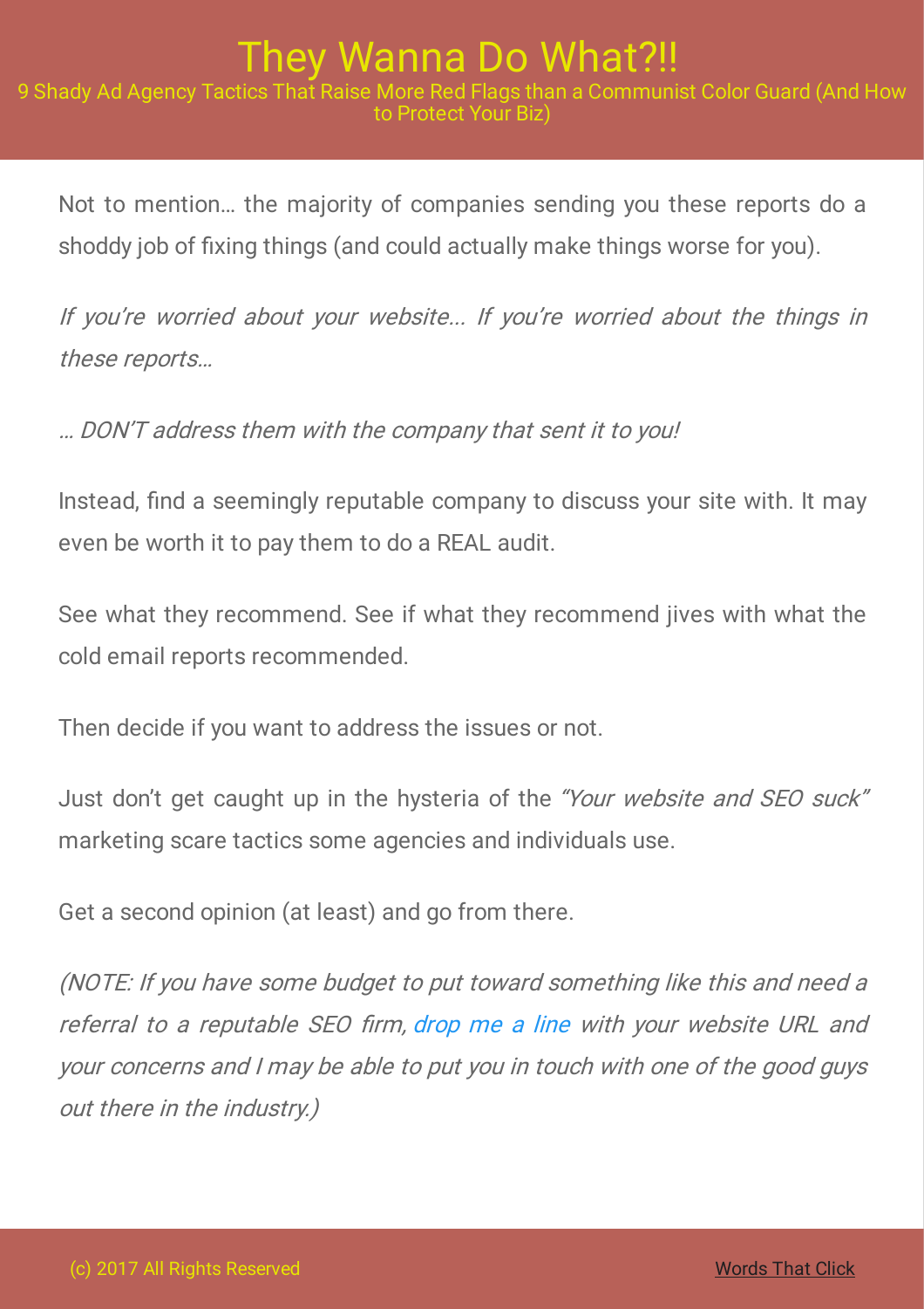Not to mention… the majority of companies sending you these reports do a shoddy job of fixing things (and could actually make things worse for you).

*If you're worried about your website… If you're worried about the things in these reports…*

*… DON'T address them with the company that sent it to you!*

Instead, find a seemingly reputable company to discuss your site with. It may even be worth it to pay them to do a REAL audit.

See what they recommend. See if what they recommend jives with what the cold email reports recommended.

Then decide if you want to address the issues or not.

Just don't get caught up in the hysteria of the *"Your website and SEO suck"* marketing scare tactics some agencies and individuals use.

Get a second opinion (at least) and go from there.

*(NOTE: If you have some budget to put toward something like this and need a referral to a reputable SEO firm, drop me a line with your website URL and your concerns and I may be able to put you in touch with one of the good guys out there in the industry.)*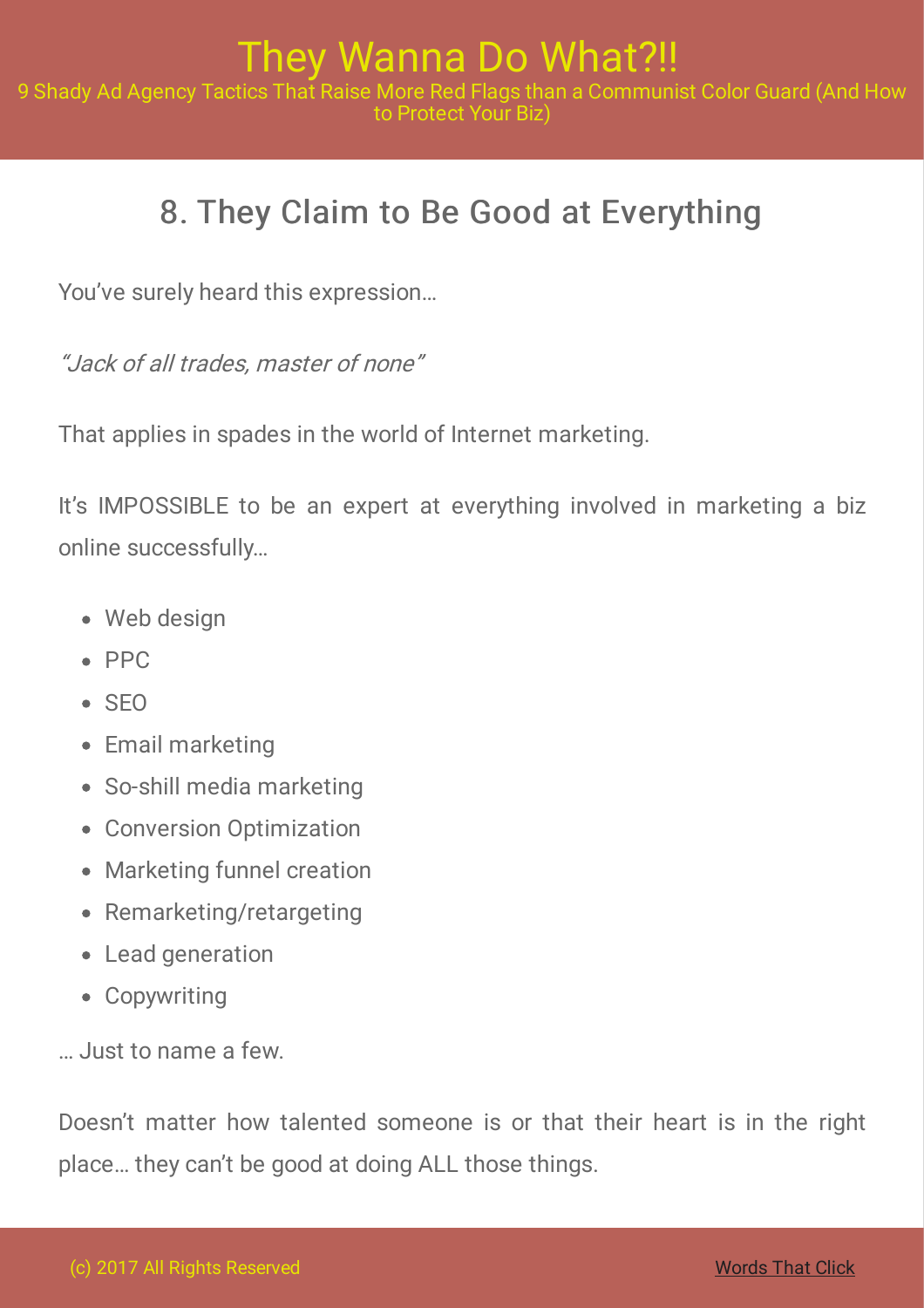## 8. They Claim to Be Good at Everything

You've surely heard this expression…

*"Jack of all trades, master of none"*

That applies in spades in the world of Internet marketing.

It's IMPOSSIBLE to be an expert at everything involved in marketing a biz online successfully…

- Web design
- PPC
- SEO
- Email marketing
- So-shill media marketing
- Conversion Optimization
- Marketing funnel creation
- Remarketing/retargeting
- Lead generation
- Copywriting

… Just to name a few.

Doesn't matter how talented someone is or that their heart is in the right place… they can't be good at doing ALL those things.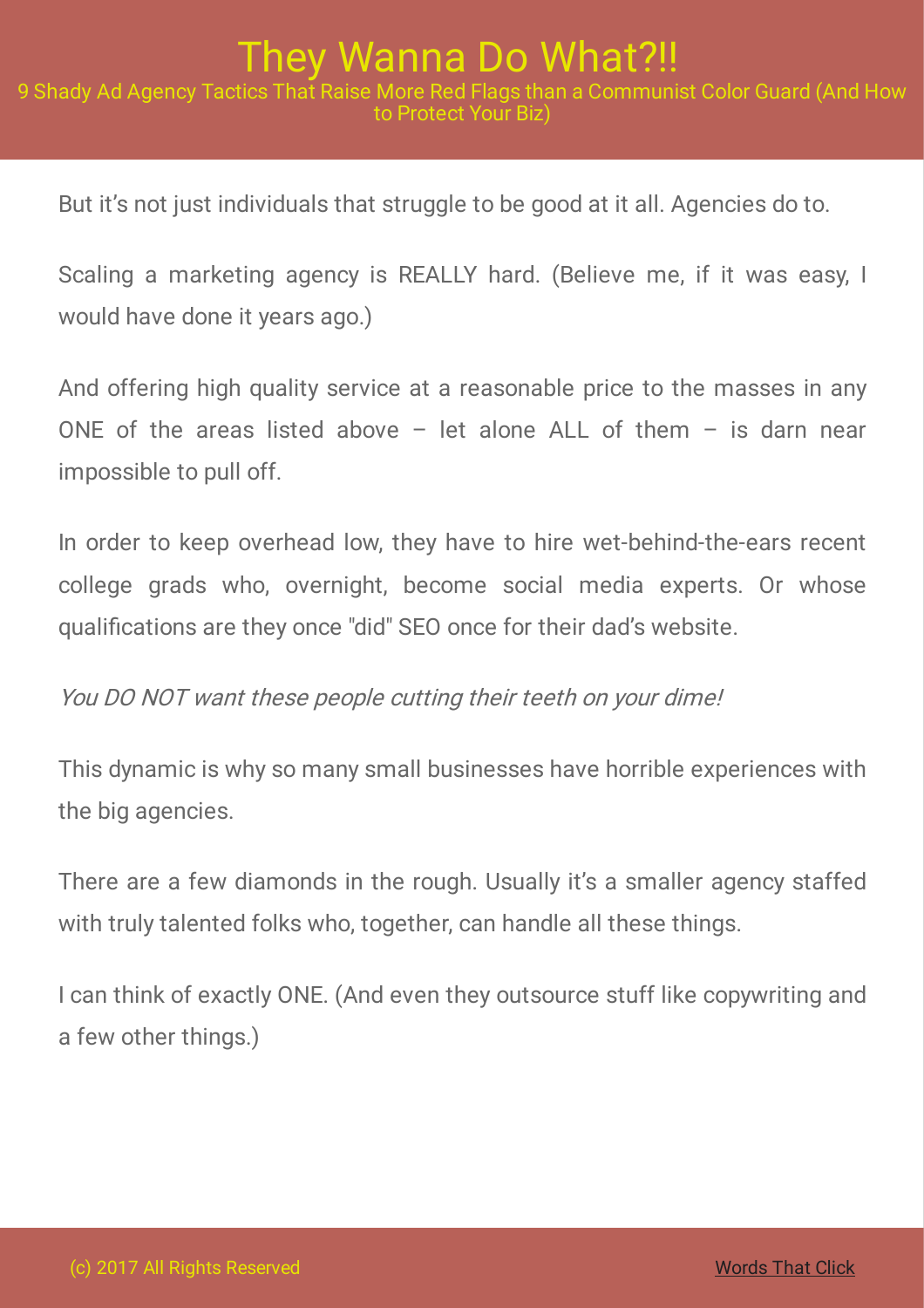But it's not just individuals that struggle to be good at it all. Agencies do to.

Scaling a marketing agency is REALLY hard. (Believe me, if it was easy, I would have done it years ago.)

And offering high quality service at a reasonable price to the masses in any ONE of the areas listed above – let alone ALL of them – is darn near impossible to pull off.

In order to keep overhead low, they have to hire wet-behind-the-ears recent college grads who, overnight, become social media experts. Or whose qualifications are they once "did" SEO once for their dad's website.

*You DO NOT want these people cutting their teeth on your dime!*

This dynamic is why so many small businesses have horrible experiences with the big agencies.

There are a few diamonds in the rough. Usually it's a smaller agency staffed with truly talented folks who, together, can handle all these things.

I can think of exactly ONE. (And even they outsource stuff like copywriting and a few other things.)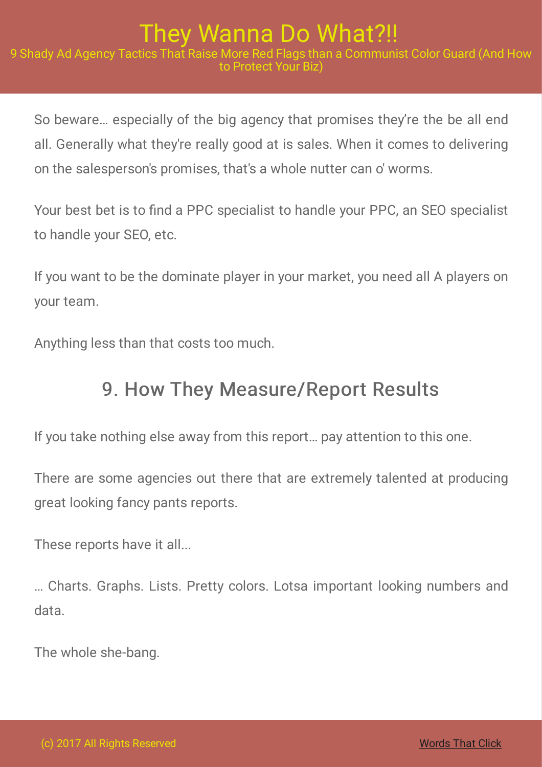So beware… especially of the big agency that promises they're the be all end all. Generally what they're really good at is sales. When it comes to delivering on the salesperson's promises, that's a whole nutter can o' worms.

Your best bet is to find a PPC specialist to handle your PPC, an SEO specialist to handle your SEO, etc.

If you want to be the dominate player in your market, you need all A players on your team.

Anything less than that costs too much.

## 9. How They Measure/Report Results

If you take nothing else away from this report… pay attention to this one.

There are some agencies out there that are extremely talented at producing great looking fancy pants reports.

These reports have it all...

… Charts. Graphs. Lists. Pretty colors. Lotsa important looking numbers and data.

The whole she-bang.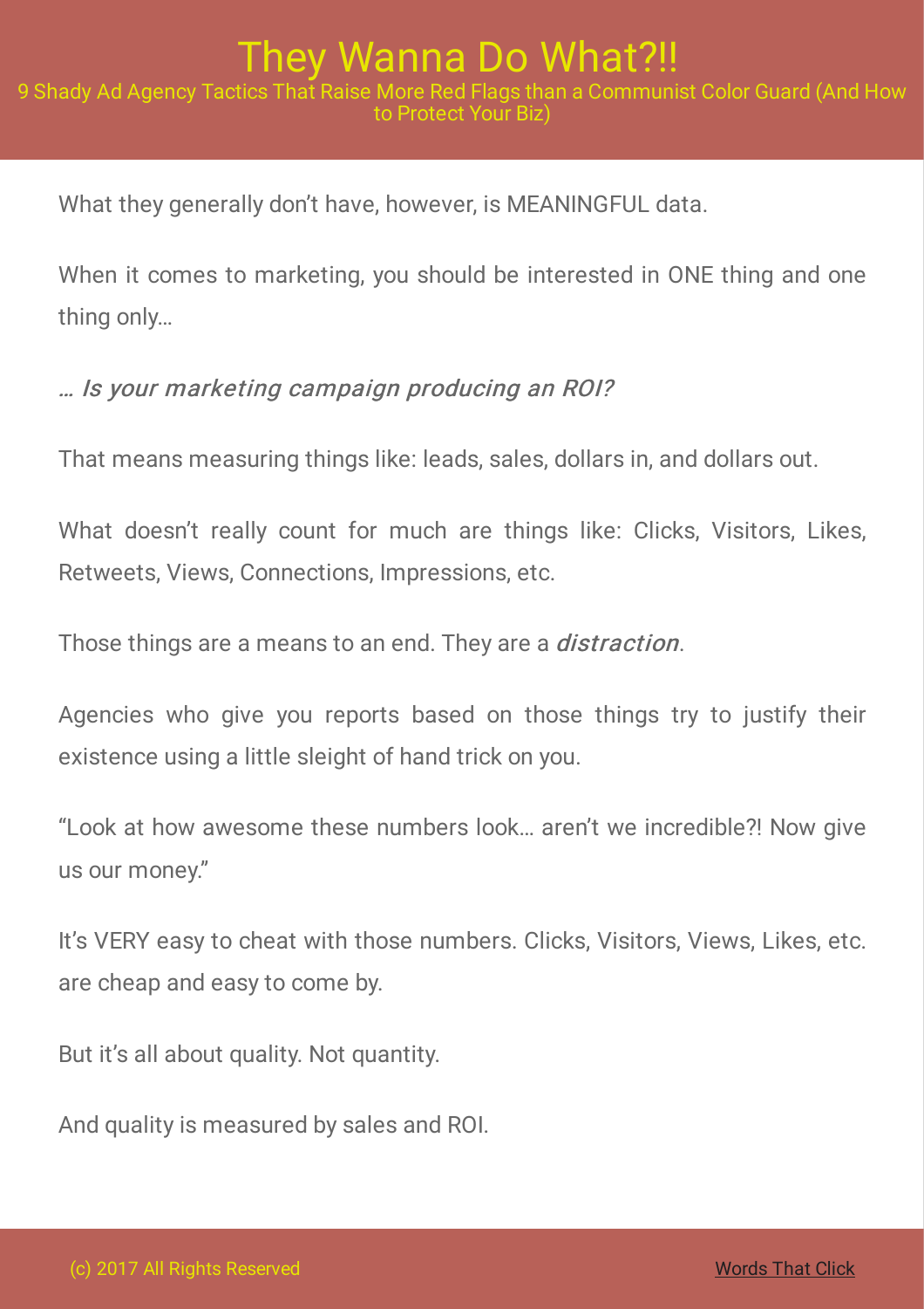What they generally don't have, however, is MEANINGFUL data.

When it comes to marketing, you should be interested in ONE thing and one thing only…

*… Is your marketing campaign producing an ROI?*

That means measuring things like: leads, sales, dollars in, and dollars out.

What doesn't really count for much are things like: Clicks, Visitors, Likes, Retweets, Views, Connections, Impressions, etc.

Those things are a means to an end. They are a *distraction*.

Agencies who give you reports based on those things try to justify their existence using a little sleight of hand trick on you.

"Look at how awesome these numbers look… aren't we incredible?! Now give us our money."

It's VERY easy to cheat with those numbers. Clicks, Visitors, Views, Likes, etc. are cheap and easy to come by.

But it's all about quality. Not quantity.

And quality is measured by sales and ROI.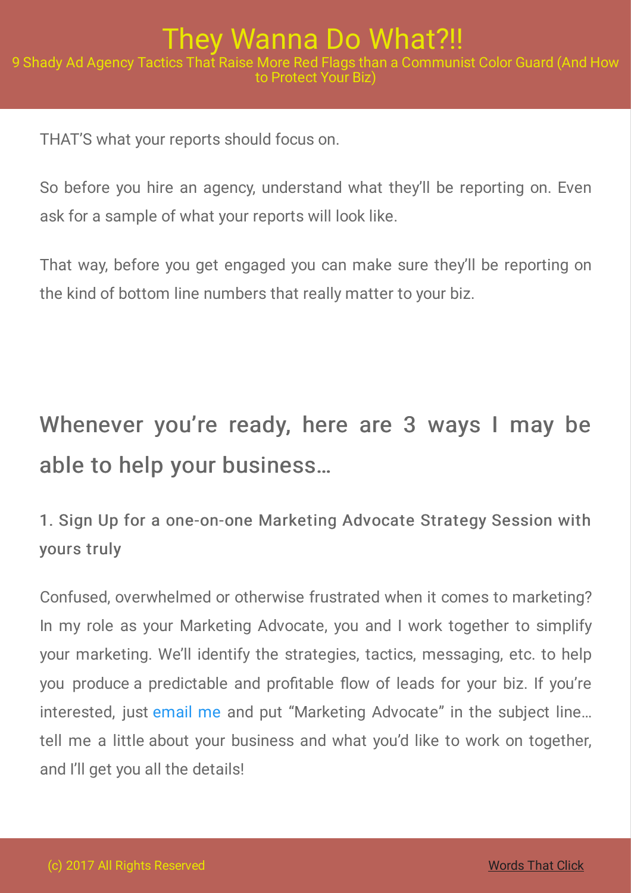THAT'S what your reports should focus on.

So before you hire an agency, understand what they'll be reporting on. Even ask for a sample of what your reports will look like.

That way, before you get engaged you can make sure they'll be reporting on the kind of bottom line numbers that really matter to your biz.

## Whenever you're ready, here are 3 ways I may be able to help your business…

### 1. Sign Up for a one-on-one Marketing Advocate Strategy Session with yours truly

Confused, overwhelmed or otherwise frustrated when it comes to marketing? In my role as your Marketing Advocate, you and I work together to simplify your marketing. We'll identify the strategies, tactics, messaging, etc. to help you produce a predictable and profitable flow of leads for your biz. If you're interested, just email me and put "Marketing Advocate" in the subject line… tell me a little about your business and what you'd like to work on together, and I'll get you all the details!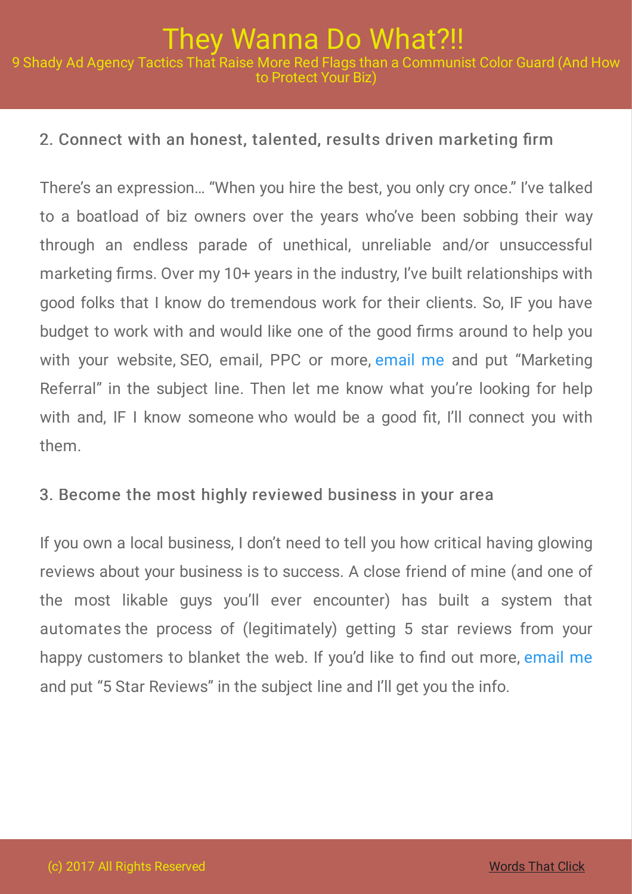### 2. Connect with an honest, talented, results driven marketing firm

There's an expression… "When you hire the best, you only cry once." I've talked to a boatload of biz owners over the years who've been sobbing their way through an endless parade of unethical, unreliable and/or unsuccessful marketing firms. Over my 10+ years in the industry, I've built relationships with good folks that I know do tremendous work for their clients. So, IF you have budget to work with and would like one of the good firms around to help you with your website, SEO, email, PPC or more, email me and put "Marketing Referral" in the subject line. Then let me know what you're looking for help with and, IF I know someone who would be a good fit, I'll connect you with them.

### 3. Become the most highly reviewed business in your area

If you own a local business, I don't need to tell you how critical having glowing reviews about your business is to success. A close friend of mine (and one of the most likable guys you'll ever encounter) has built a system that automates the process of (legitimately) getting 5 star reviews from your happy customers to blanket the web. If you'd like to find out more, email me and put "5 Star Reviews" in the subject line and I'll get you the info.